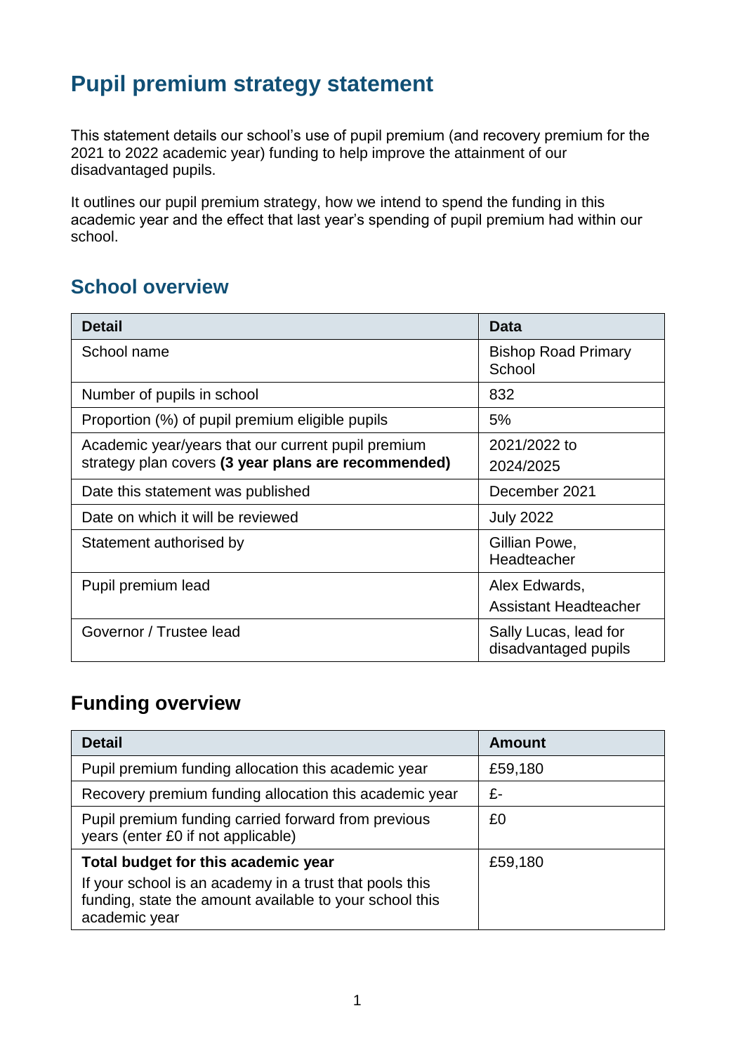# Pupil premium strategy statement

This statement details our school's use of pupil premium (and recovery premium for the 2021 to 2022 academic year) funding to help improve the attainment of our disadvantaged pupils.

It outlines our pupil premium strategy, how we intend to spend the funding in this academic year and the effect that last year's spending of pupil premium had within our school.

## School overview

| Detail | Data |
|---|---|
| School name | Bishop Road Primary School |
| Number of pupils in school | 832 |
| Proportion (%) of pupil premium eligible pupils | 5% |
| Academic year/years that our current pupil premium strategy plan covers **(3 year plans are recommended)** | 2021/2022 to 2024/2025 |
| Date this statement was published | December 2021 |
| Date on which it will be reviewed | July 2022 |
| Statement authorised by | Gillian Powe, Headteacher |
| Pupil premium lead | Alex Edwards, Assistant Headteacher |
| Governor / Trustee lead | Sally Lucas, lead for disadvantaged pupils |

## Funding overview

| Detail | Amount |
|---|---|
| Pupil premium funding allocation this academic year | £59,180 |
| Recovery premium funding allocation this academic year | £- |
| Pupil premium funding carried forward from previous years (enter £0 if not applicable) | £0 |
| **Total budget for this academic year**<br>If your school is an academy in a trust that pools this funding, state the amount available to your school this academic year | £59,180 |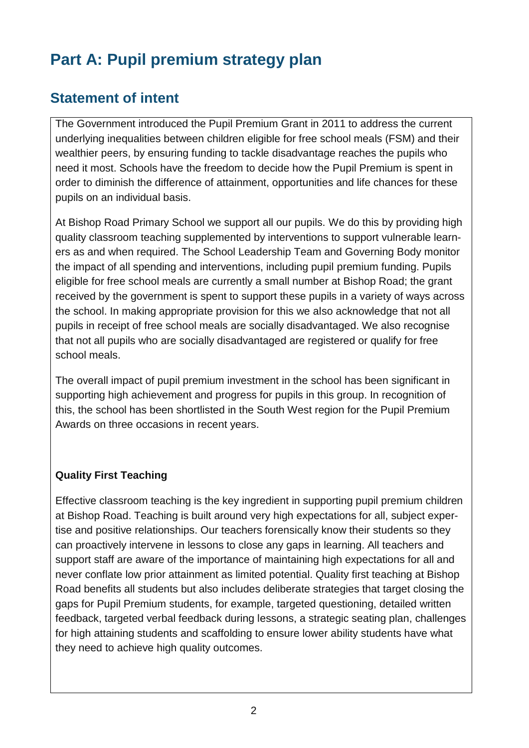# Part A: Pupil premium strategy plan

## Statement of intent

The Government introduced the Pupil Premium Grant in 2011 to address the current underlying inequalities between children eligible for free school meals (FSM) and their wealthier peers, by ensuring funding to tackle disadvantage reaches the pupils who need it most. Schools have the freedom to decide how the Pupil Premium is spent in order to diminish the difference of attainment, opportunities and life chances for these pupils on an individual basis.

At Bishop Road Primary School we support all our pupils. We do this by providing high quality classroom teaching supplemented by interventions to support vulnerable learners as and when required. The School Leadership Team and Governing Body monitor the impact of all spending and interventions, including pupil premium funding. Pupils eligible for free school meals are currently a small number at Bishop Road; the grant received by the government is spent to support these pupils in a variety of ways across the school. In making appropriate provision for this we also acknowledge that not all pupils in receipt of free school meals are socially disadvantaged. We also recognise that not all pupils who are socially disadvantaged are registered or qualify for free school meals.

The overall impact of pupil premium investment in the school has been significant in supporting high achievement and progress for pupils in this group. In recognition of this, the school has been shortlisted in the South West region for the Pupil Premium Awards on three occasions in recent years.

**Quality First Teaching**

Effective classroom teaching is the key ingredient in supporting pupil premium children at Bishop Road. Teaching is built around very high expectations for all, subject expertise and positive relationships. Our teachers forensically know their students so they can proactively intervene in lessons to close any gaps in learning. All teachers and support staff are aware of the importance of maintaining high expectations for all and never conflate low prior attainment as limited potential. Quality first teaching at Bishop Road benefits all students but also includes deliberate strategies that target closing the gaps for Pupil Premium students, for example, targeted questioning, detailed written feedback, targeted verbal feedback during lessons, a strategic seating plan, challenges for high attaining students and scaffolding to ensure lower ability students have what they need to achieve high quality outcomes.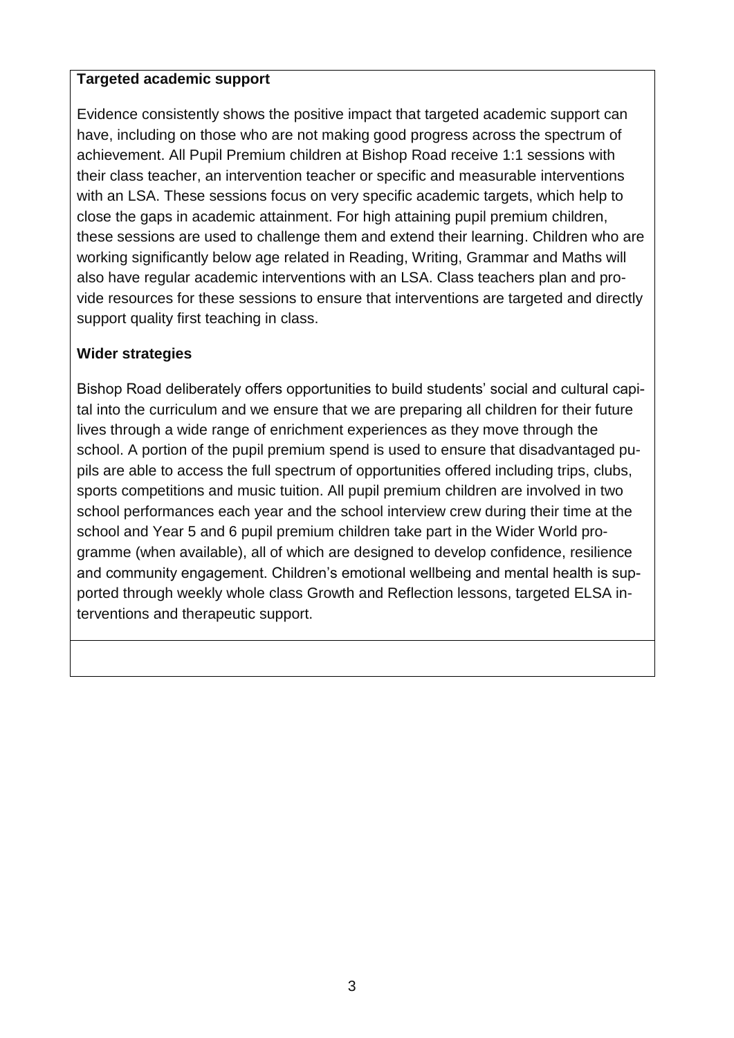**Targeted academic support**

Evidence consistently shows the positive impact that targeted academic support can have, including on those who are not making good progress across the spectrum of achievement. All Pupil Premium children at Bishop Road receive 1:1 sessions with their class teacher, an intervention teacher or specific and measurable interventions with an LSA. These sessions focus on very specific academic targets, which help to close the gaps in academic attainment. For high attaining pupil premium children, these sessions are used to challenge them and extend their learning. Children who are working significantly below age related in Reading, Writing, Grammar and Maths will also have regular academic interventions with an LSA. Class teachers plan and provide resources for these sessions to ensure that interventions are targeted and directly support quality first teaching in class.

**Wider strategies**

Bishop Road deliberately offers opportunities to build students' social and cultural capital into the curriculum and we ensure that we are preparing all children for their future lives through a wide range of enrichment experiences as they move through the school. A portion of the pupil premium spend is used to ensure that disadvantaged pupils are able to access the full spectrum of opportunities offered including trips, clubs, sports competitions and music tuition. All pupil premium children are involved in two school performances each year and the school interview crew during their time at the school and Year 5 and 6 pupil premium children take part in the Wider World programme (when available), all of which are designed to develop confidence, resilience and community engagement. Children's emotional wellbeing and mental health is supported through weekly whole class Growth and Reflection lessons, targeted ELSA interventions and therapeutic support.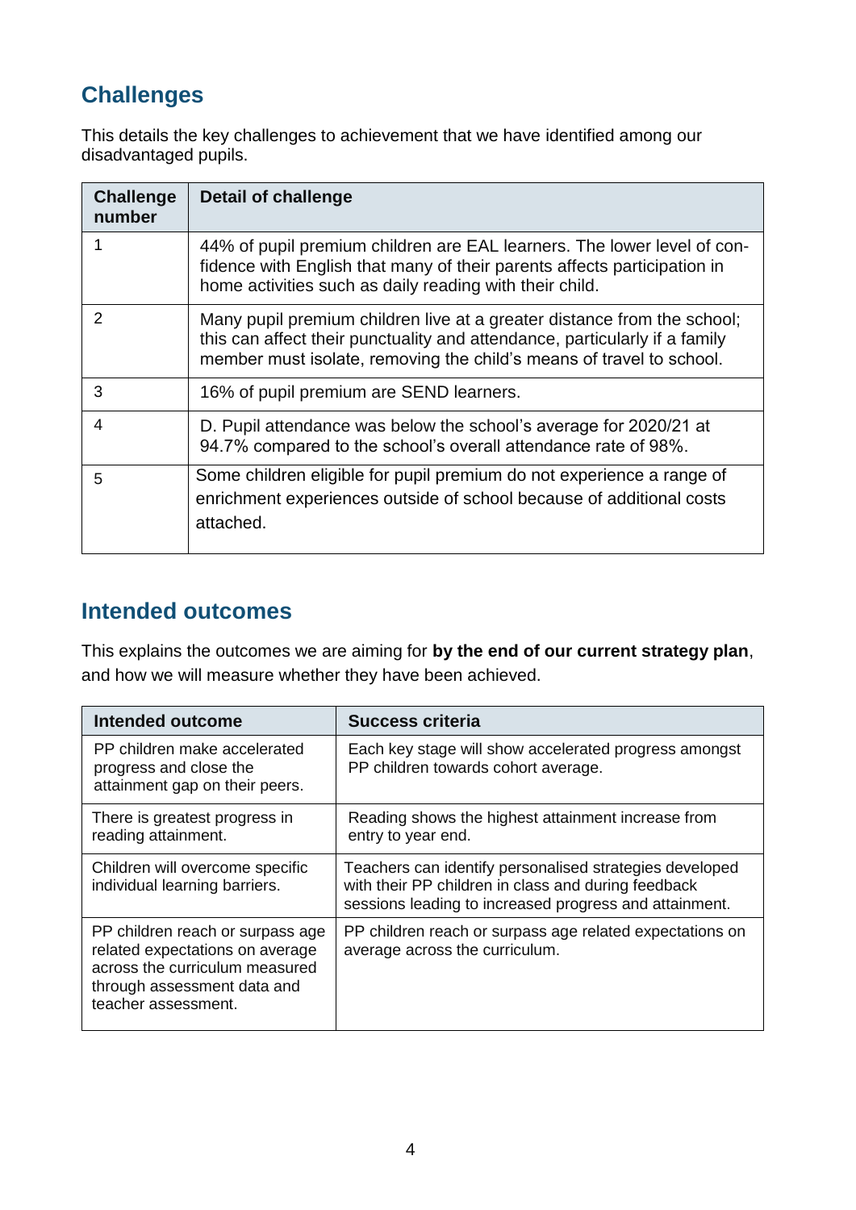## Challenges

This details the key challenges to achievement that we have identified among our disadvantaged pupils.

| Challenge number | Detail of challenge |
|---|---|
| 1 | 44% of pupil premium children are EAL learners. The lower level of confidence with English that many of their parents affects participation in home activities such as daily reading with their child. |
| 2 | Many pupil premium children live at a greater distance from the school; this can affect their punctuality and attendance, particularly if a family member must isolate, removing the child's means of travel to school. |
| 3 | 16% of pupil premium are SEND learners. |
| 4 | D. Pupil attendance was below the school's average for 2020/21 at 94.7% compared to the school's overall attendance rate of 98%. |
| 5 | Some children eligible for pupil premium do not experience a range of enrichment experiences outside of school because of additional costs attached. |

## Intended outcomes

This explains the outcomes we are aiming for **by the end of our current strategy plan**, and how we will measure whether they have been achieved.

| Intended outcome | Success criteria |
|---|---|
| PP children make accelerated progress and close the attainment gap on their peers. | Each key stage will show accelerated progress amongst PP children towards cohort average. |
| There is greatest progress in reading attainment. | Reading shows the highest attainment increase from entry to year end. |
| Children will overcome specific individual learning barriers. | Teachers can identify personalised strategies developed with their PP children in class and during feedback sessions leading to increased progress and attainment. |
| PP children reach or surpass age related expectations on average across the curriculum measured through assessment data and teacher assessment. | PP children reach or surpass age related expectations on average across the curriculum. |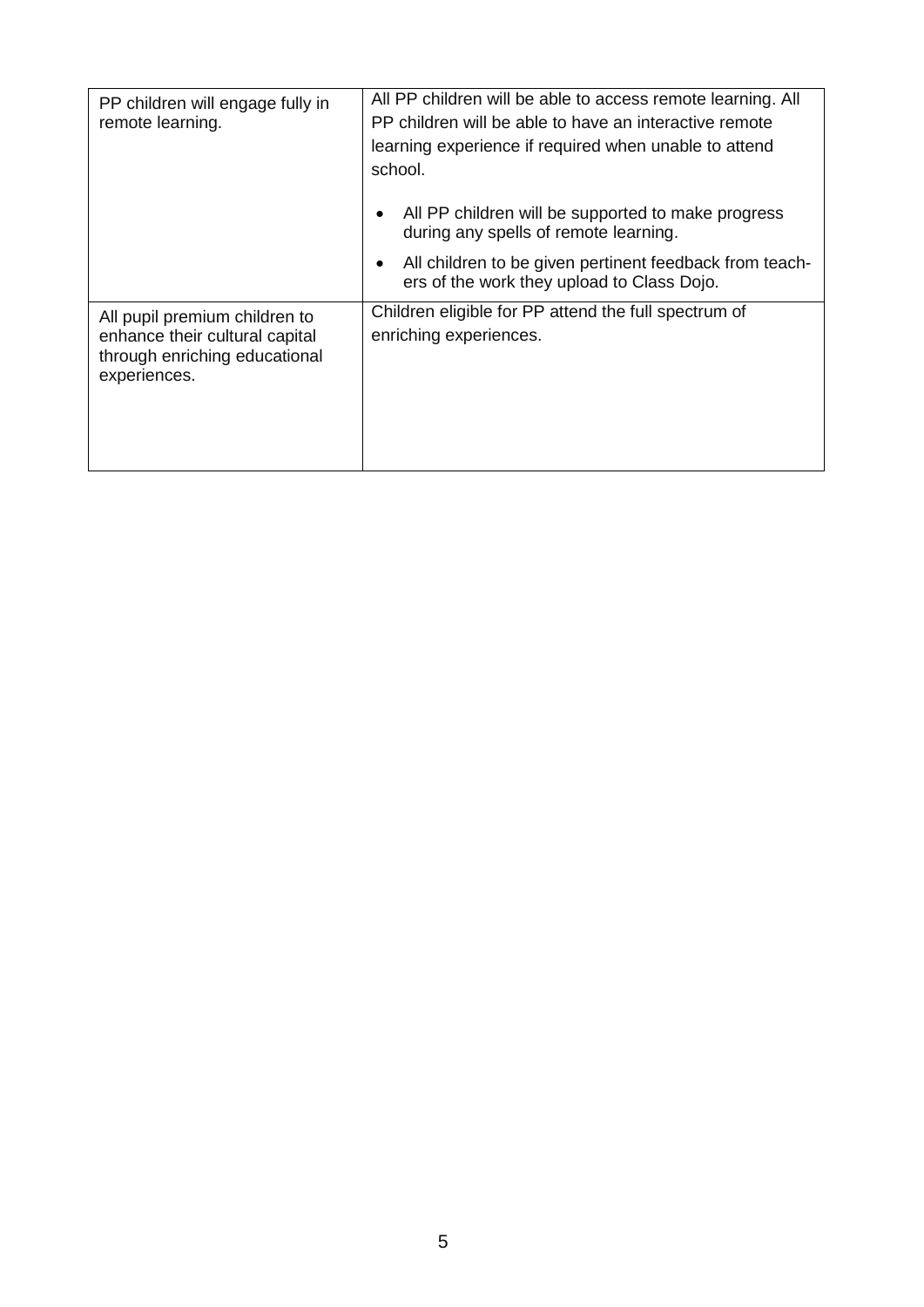| | |
|---|---|
| PP children will engage fully in remote learning. | All PP children will be able to access remote learning. All PP children will be able to have an interactive remote learning experience if required when unable to attend school.<br><br>• All PP children will be supported to make progress during any spells of remote learning.<br>• All children to be given pertinent feedback from teachers of the work they upload to Class Dojo. |
| All pupil premium children to enhance their cultural capital through enriching educational experiences. | Children eligible for PP attend the full spectrum of enriching experiences. |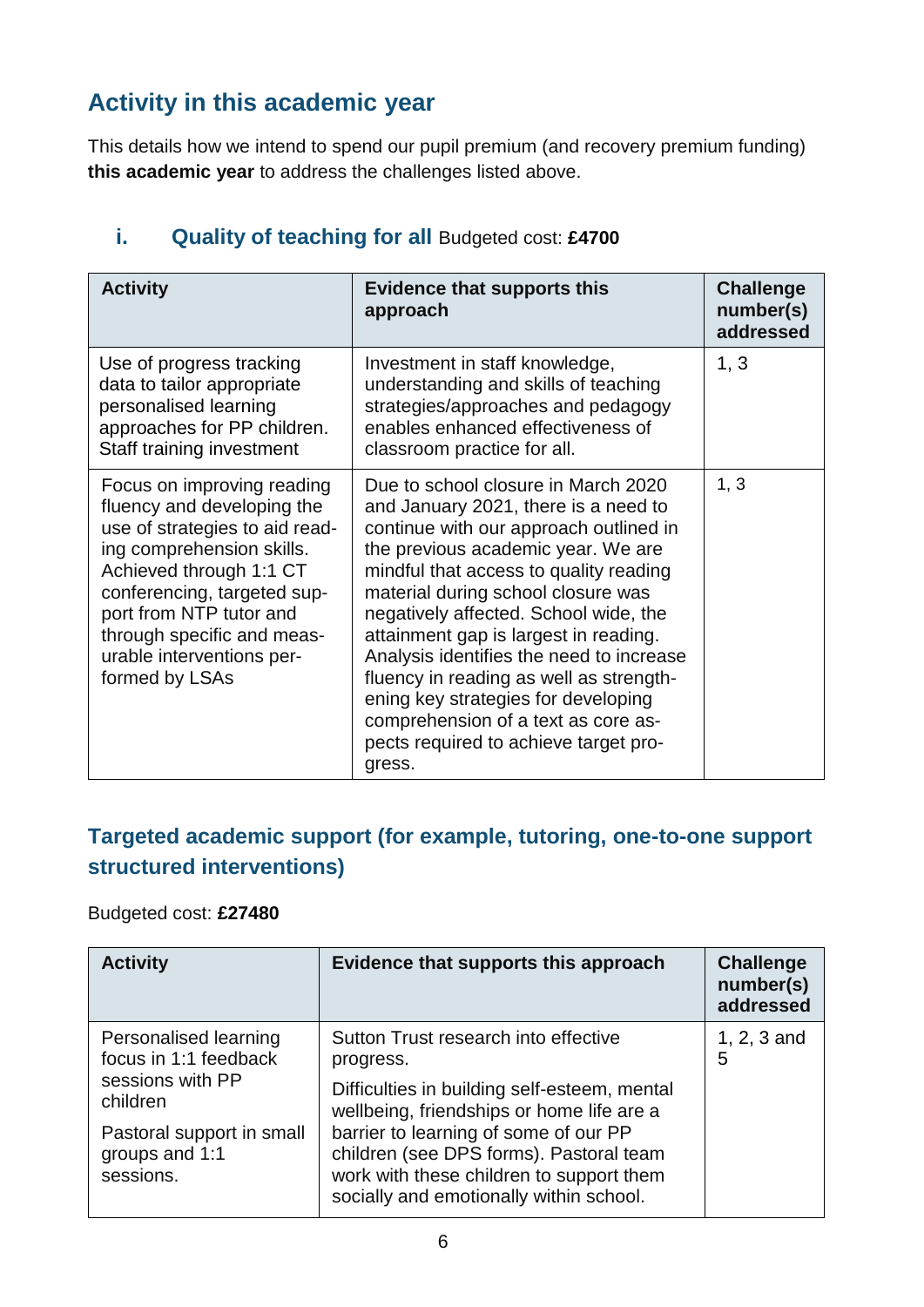## Activity in this academic year

This details how we intend to spend our pupil premium (and recovery premium funding) **this academic year** to address the challenges listed above.

### i. Quality of teaching for all Budgeted cost: **£4700**

| Activity | Evidence that supports this approach | Challenge number(s) addressed |
|---|---|---|
| Use of progress tracking data to tailor appropriate personalised learning approaches for PP children. Staff training investment | Investment in staff knowledge, understanding and skills of teaching strategies/approaches and pedagogy enables enhanced effectiveness of classroom practice for all. | 1, 3 |
| Focus on improving reading fluency and developing the use of strategies to aid reading comprehension skills. Achieved through 1:1 CT conferencing, targeted support from NTP tutor and through specific and measurable interventions performed by LSAs | Due to school closure in March 2020 and January 2021, there is a need to continue with our approach outlined in the previous academic year. We are mindful that access to quality reading material during school closure was negatively affected. School wide, the attainment gap is largest in reading. Analysis identifies the need to increase fluency in reading as well as strengthening key strategies for developing comprehension of a text as core aspects required to achieve target progress. | 1, 3 |

### Targeted academic support (for example, tutoring, one-to-one support structured interventions)

Budgeted cost: **£27480**

| Activity | Evidence that supports this approach | Challenge number(s) addressed |
|---|---|---|
| Personalised learning focus in 1:1 feedback sessions with PP children<br><br>Pastoral support in small groups and 1:1 sessions. | Sutton Trust research into effective progress.<br><br>Difficulties in building self-esteem, mental wellbeing, friendships or home life are a barrier to learning of some of our PP children (see DPS forms). Pastoral team work with these children to support them socially and emotionally within school. | 1, 2, 3 and 5 |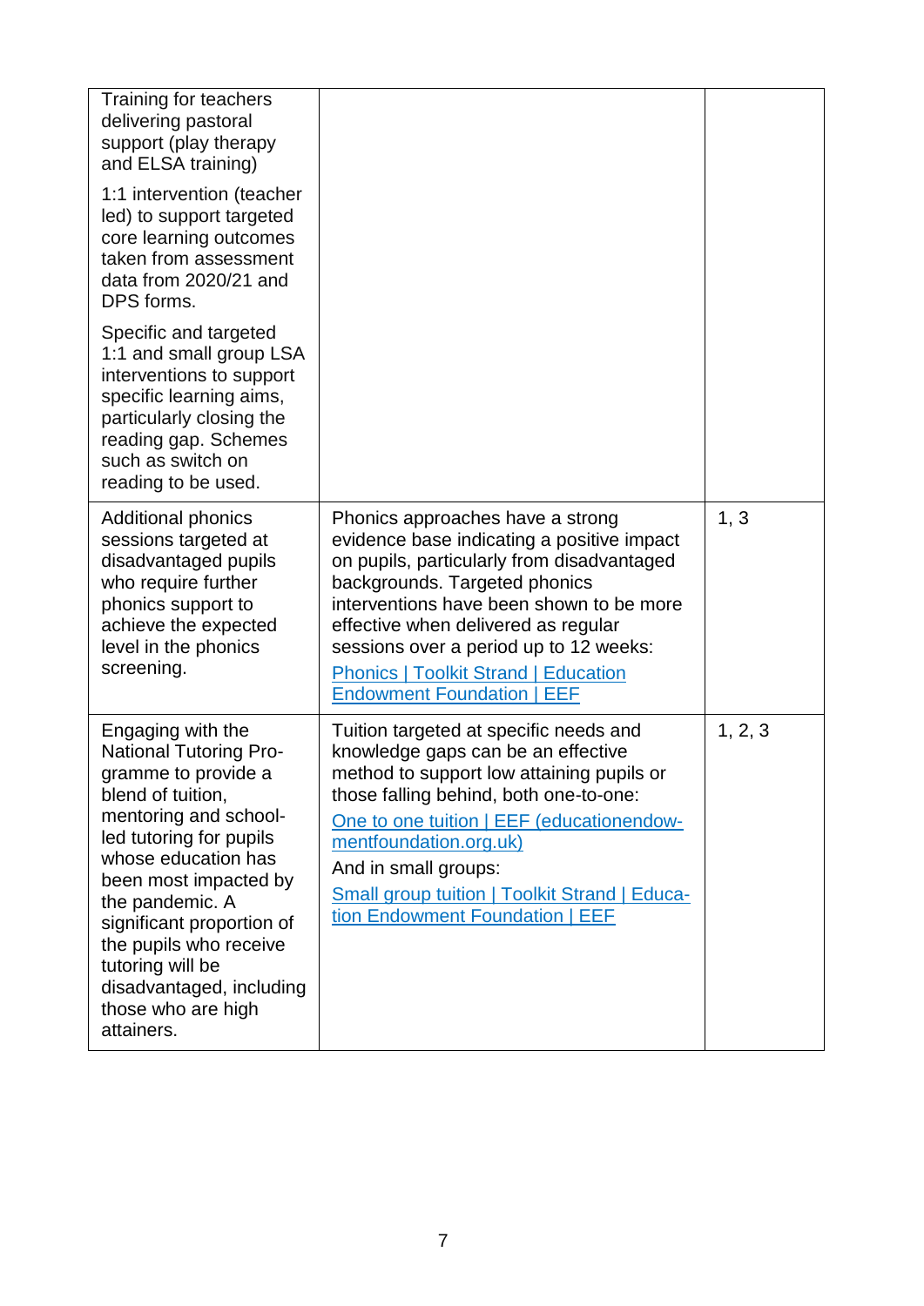| | | |
|---|---|---|
| Training for teachers delivering pastoral support (play therapy and ELSA training)<br><br>1:1 intervention (teacher led) to support targeted core learning outcomes taken from assessment data from 2020/21 and DPS forms.<br><br>Specific and targeted 1:1 and small group LSA interventions to support specific learning aims, particularly closing the reading gap. Schemes such as switch on reading to be used. | | |
| Additional phonics sessions targeted at disadvantaged pupils who require further phonics support to achieve the expected level in the phonics screening. | Phonics approaches have a strong evidence base indicating a positive impact on pupils, particularly from disadvantaged backgrounds. Targeted phonics interventions have been shown to be more effective when delivered as regular sessions over a period up to 12 weeks:<br><br>Phonics \| Toolkit Strand \| Education Endowment Foundation \| EEF | 1, 3 |
| Engaging with the National Tutoring Programme to provide a blend of tuition, mentoring and school-led tutoring for pupils whose education has been most impacted by the pandemic. A significant proportion of the pupils who receive tutoring will be disadvantaged, including those who are high attainers. | Tuition targeted at specific needs and knowledge gaps can be an effective method to support low attaining pupils or those falling behind, both one-to-one:<br><br>One to one tuition \| EEF (educationendowmentfoundation.org.uk)<br><br>And in small groups:<br><br>Small group tuition \| Toolkit Strand \| Education Endowment Foundation \| EEF | 1, 2, 3 |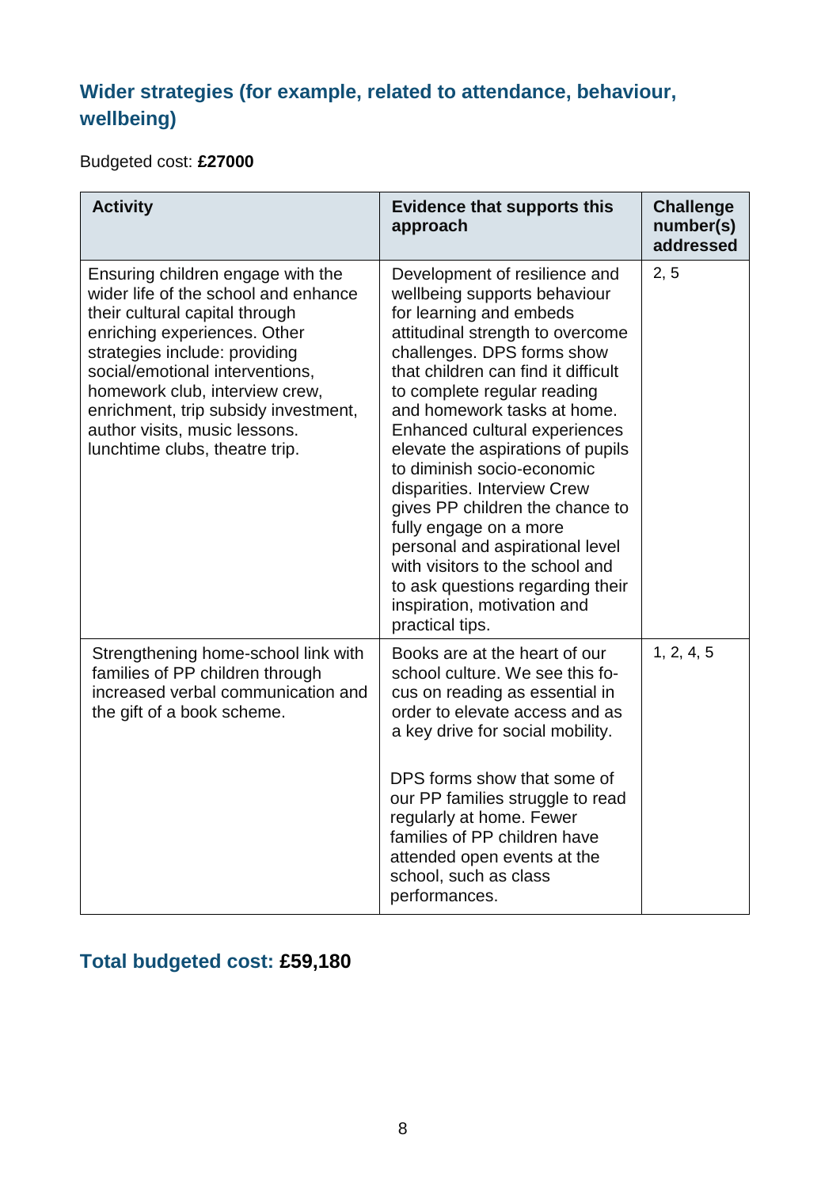## Wider strategies (for example, related to attendance, behaviour, wellbeing)

Budgeted cost: **£27000**

| Activity | Evidence that supports this approach | Challenge number(s) addressed |
|---|---|---|
| Ensuring children engage with the wider life of the school and enhance their cultural capital through enriching experiences. Other strategies include: providing social/emotional interventions, homework club, interview crew, enrichment, trip subsidy investment, author visits, music lessons. lunchtime clubs, theatre trip. | Development of resilience and wellbeing supports behaviour for learning and embeds attitudinal strength to overcome challenges. DPS forms show that children can find it difficult to complete regular reading and homework tasks at home. Enhanced cultural experiences elevate the aspirations of pupils to diminish socio-economic disparities. Interview Crew gives PP children the chance to fully engage on a more personal and aspirational level with visitors to the school and to ask questions regarding their inspiration, motivation and practical tips. | 2, 5 |
| Strengthening home-school link with families of PP children through increased verbal communication and the gift of a book scheme. | Books are at the heart of our school culture. We see this focus on reading as essential in order to elevate access and as a key drive for social mobility.<br><br>DPS forms show that some of our PP families struggle to read regularly at home. Fewer families of PP children have attended open events at the school, such as class performances. | 1, 2, 4, 5 |

## Total budgeted cost: **£59,180**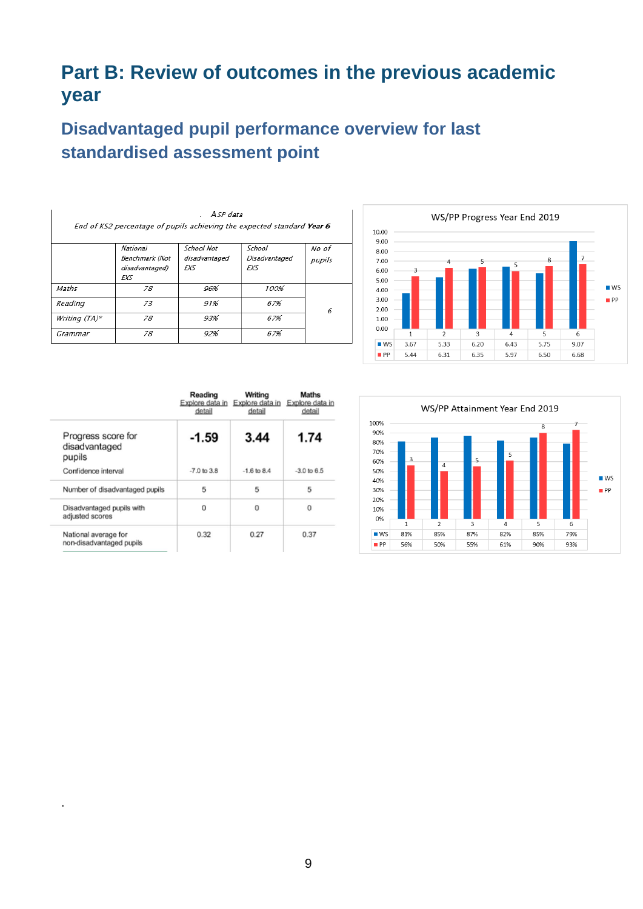# Part B: Review of outcomes in the previous academic year

## Disadvantaged pupil performance overview for last standardised assessment point

*ASP data*

*End of KS2 percentage of pupils achieving the expected standard **Year 6***

| | *National Benchmark (Not disadvantaged) EXS* | *School Not disadvantaged EXS* | *School Disadvantaged EXS* | *No of pupils* |
|---|---|---|---|---|
| *Maths* | *78* | *96%* | *100%* | *6* |
| *Reading* | *73* | *91%* | *67%* | |
| *Writing (TA)\** | *78* | *93%* | *67%* | |
| *Grammar* | *78* | *92%* | *67%* | |

**WS/PP Progress Year End 2019**

| | 1 | 2 | 3 | 4 | 5 | 6 |
|---|---|---|---|---|---|---|
| WS | 3.67 | 5.33 | 6.20 | 6.43 | 5.75 | 9.07 |
| PP | 5.44 | 6.31 | 6.35 | 5.97 | 6.50 | 6.68 |

Bar labels (PP): 3, 4, 5, 5, 8, 7

| | Reading (Explore data in detail) | Writing (Explore data in detail) | Maths (Explore data in detail) |
|---|---|---|---|
| Progress score for disadvantaged pupils | **-1.59** | **3.44** | **1.74** |
| Confidence interval | -7.0 to 3.8 | -1.6 to 8.4 | -3.0 to 6.5 |
| Number of disadvantaged pupils | 5 | 5 | 5 |
| Disadvantaged pupils with adjusted scores | 0 | 0 | 0 |
| National average for non-disadvantaged pupils | 0.32 | 0.27 | 0.37 |

**WS/PP Attainment Year End 2019**

| | 1 | 2 | 3 | 4 | 5 | 6 |
|---|---|---|---|---|---|---|
| WS | 81% | 85% | 87% | 82% | 85% | 79% |
| PP | 56% | 50% | 55% | 61% | 90% | 93% |

Bar labels (PP): 3, 4, 5, 5, 8, 7

.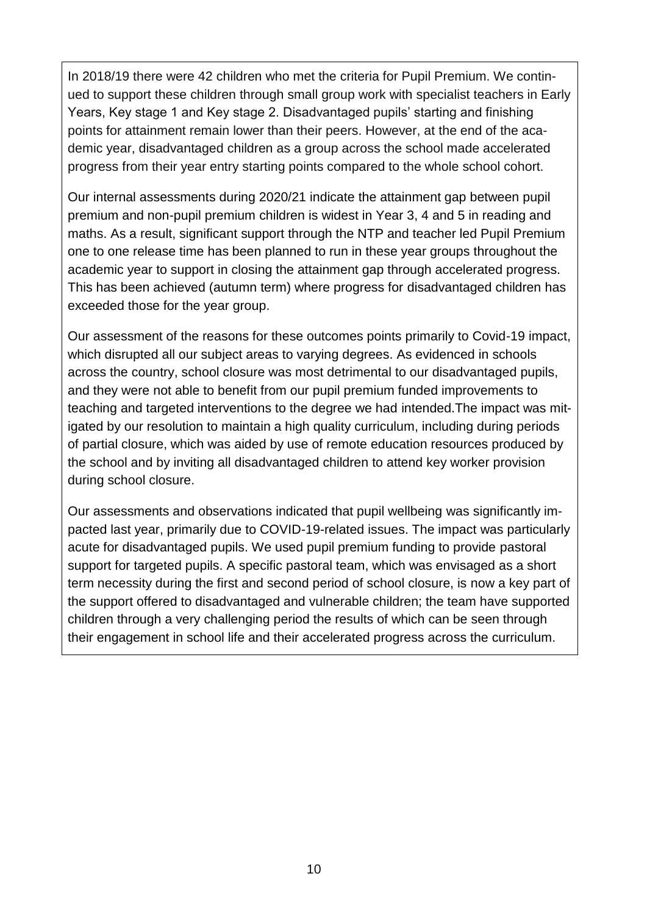In 2018/19 there were 42 children who met the criteria for Pupil Premium. We continued to support these children through small group work with specialist teachers in Early Years, Key stage 1 and Key stage 2. Disadvantaged pupils' starting and finishing points for attainment remain lower than their peers. However, at the end of the academic year, disadvantaged children as a group across the school made accelerated progress from their year entry starting points compared to the whole school cohort.

Our internal assessments during 2020/21 indicate the attainment gap between pupil premium and non-pupil premium children is widest in Year 3, 4 and 5 in reading and maths. As a result, significant support through the NTP and teacher led Pupil Premium one to one release time has been planned to run in these year groups throughout the academic year to support in closing the attainment gap through accelerated progress. This has been achieved (autumn term) where progress for disadvantaged children has exceeded those for the year group.

Our assessment of the reasons for these outcomes points primarily to Covid-19 impact, which disrupted all our subject areas to varying degrees. As evidenced in schools across the country, school closure was most detrimental to our disadvantaged pupils, and they were not able to benefit from our pupil premium funded improvements to teaching and targeted interventions to the degree we had intended.The impact was mitigated by our resolution to maintain a high quality curriculum, including during periods of partial closure, which was aided by use of remote education resources produced by the school and by inviting all disadvantaged children to attend key worker provision during school closure.

Our assessments and observations indicated that pupil wellbeing was significantly impacted last year, primarily due to COVID-19-related issues. The impact was particularly acute for disadvantaged pupils. We used pupil premium funding to provide pastoral support for targeted pupils. A specific pastoral team, which was envisaged as a short term necessity during the first and second period of school closure, is now a key part of the support offered to disadvantaged and vulnerable children; the team have supported children through a very challenging period the results of which can be seen through their engagement in school life and their accelerated progress across the curriculum.